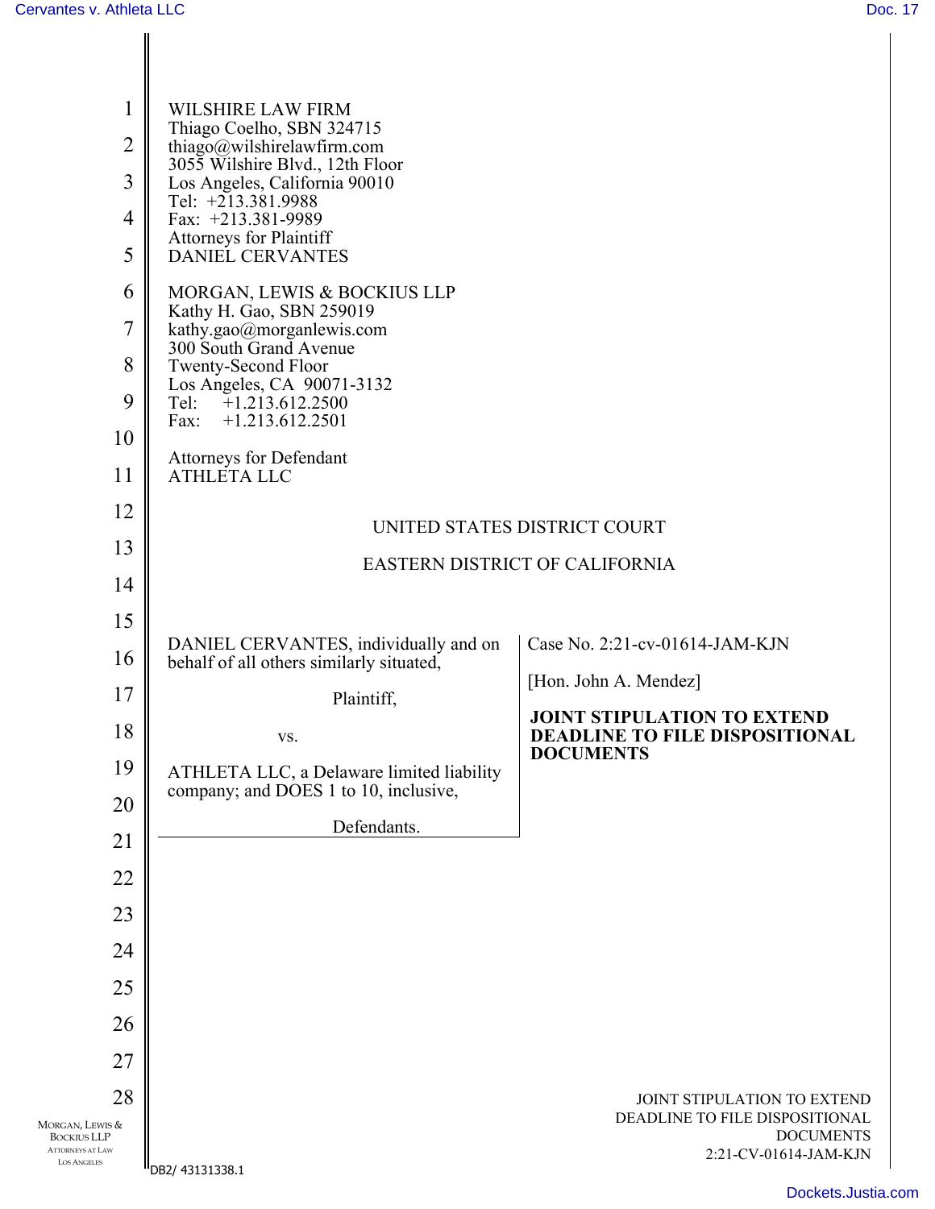WILSHIRE LAW FIRM
Thiago Coelho, SBN 324715
thiago@wilshirelawfirm.com
3055 Wilshire Blvd., 12th Floor
Los Angeles, California 90010
Tel: +213.381.9988
Fax: +213.381-9989
Attorneys for Plaintiff
DANIEL CERVANTES

MORGAN, LEWIS & BOCKIUS LLP
Kathy H. Gao, SBN 259019
kathy.gao@morganlewis.com
300 South Grand Avenue
Twenty-Second Floor
Los Angeles, CA 90071-3132
Tel: +1.213.612.2500
Fax: +1.213.612.2501

Attorneys for Defendant
ATHLETA LLC

UNITED STATES DISTRICT COURT

EASTERN DISTRICT OF CALIFORNIA

DANIEL CERVANTES, individually and on behalf of all others similarly situated,

Plaintiff,

vs.

ATHLETA LLC, a Delaware limited liability company; and DOES 1 to 10, inclusive,

Defendants.

Case No. 2:21-cv-01614-JAM-KJN

[Hon. John A. Mendez]

**JOINT STIPULATION TO EXTEND DEADLINE TO FILE DISPOSITIONAL DOCUMENTS**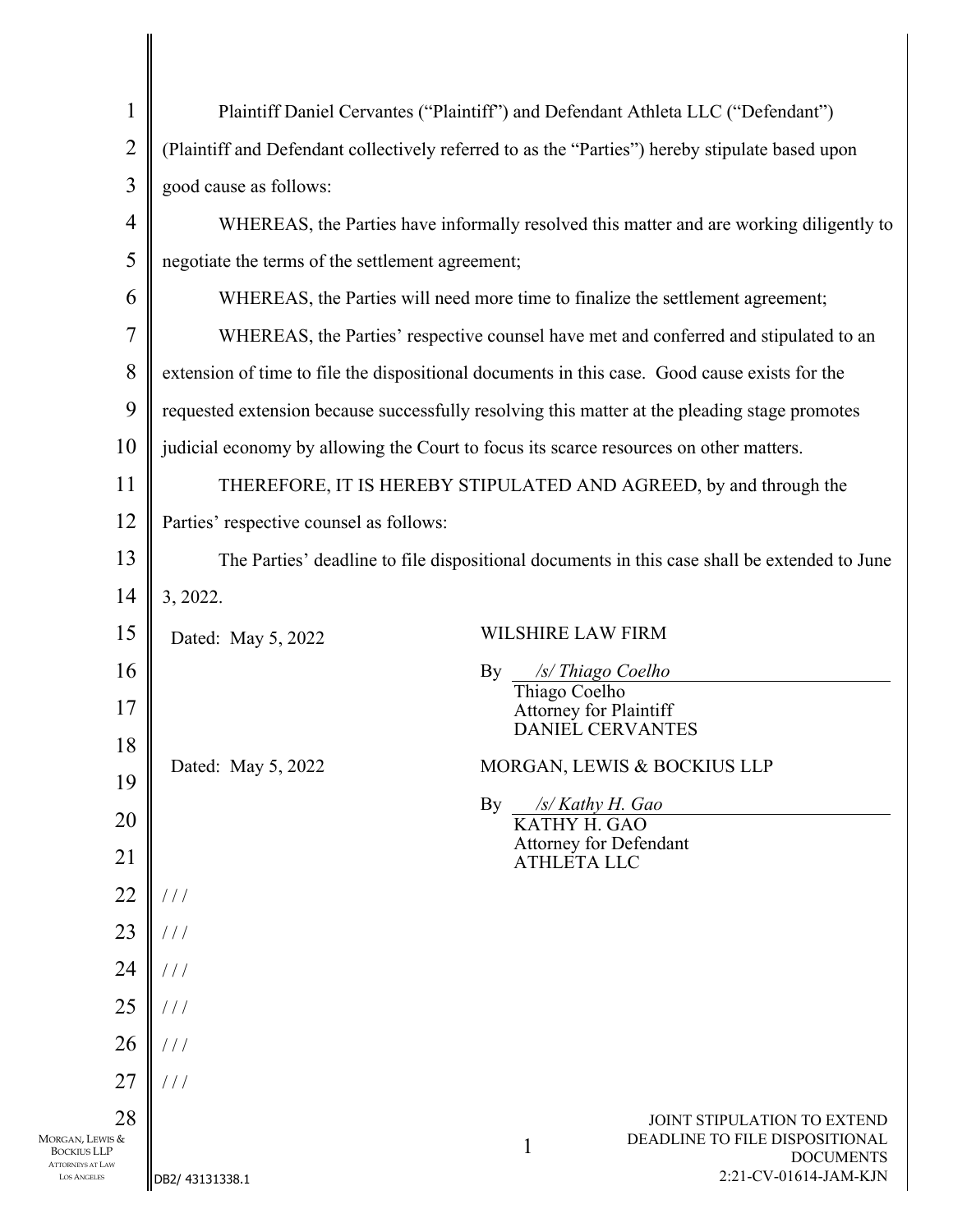Plaintiff Daniel Cervantes ("Plaintiff") and Defendant Athleta LLC ("Defendant") (Plaintiff and Defendant collectively referred to as the "Parties") hereby stipulate based upon good cause as follows:

WHEREAS, the Parties have informally resolved this matter and are working diligently to negotiate the terms of the settlement agreement;

WHEREAS, the Parties will need more time to finalize the settlement agreement;

WHEREAS, the Parties' respective counsel have met and conferred and stipulated to an extension of time to file the dispositional documents in this case. Good cause exists for the requested extension because successfully resolving this matter at the pleading stage promotes judicial economy by allowing the Court to focus its scarce resources on other matters.

THEREFORE, IT IS HEREBY STIPULATED AND AGREED, by and through the Parties' respective counsel as follows:

The Parties' deadline to file dispositional documents in this case shall be extended to June 3, 2022.

Dated: May 5, 2022

WILSHIRE LAW FIRM

By */s/ Thiago Coelho*
Thiago Coelho
Attorney for Plaintiff
DANIEL CERVANTES

Dated: May 5, 2022

MORGAN, LEWIS & BOCKIUS LLP

By */s/ Kathy H. Gao*
KATHY H. GAO
Attorney for Defendant
ATHLETA LLC

/ / /

/ / /

/ / /

/ / /

/ / /

/ / /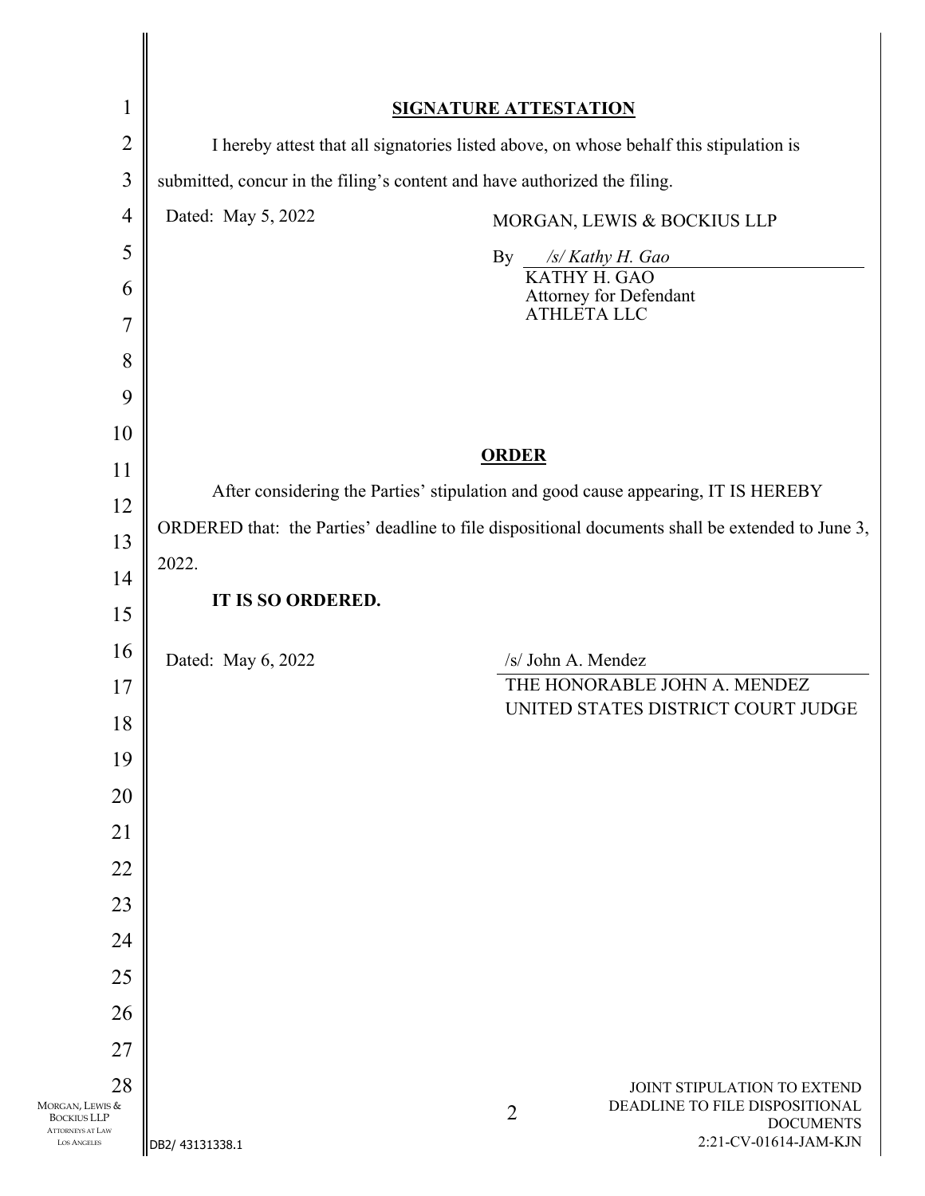## SIGNATURE ATTESTATION

I hereby attest that all signatories listed above, on whose behalf this stipulation is submitted, concur in the filing's content and have authorized the filing.

Dated: May 5, 2022

MORGAN, LEWIS & BOCKIUS LLP

By *<u>/s/ Kathy H. Gao</u>*
KATHY H. GAO
Attorney for Defendant
ATHLETA LLC

## ORDER

After considering the Parties' stipulation and good cause appearing, IT IS HEREBY ORDERED that: the Parties' deadline to file dispositional documents shall be extended to June 3, 2022.

**IT IS SO ORDERED.**

Dated: May 6, 2022

/s/ John A. Mendez
THE HONORABLE JOHN A. MENDEZ
UNITED STATES DISTRICT COURT JUDGE